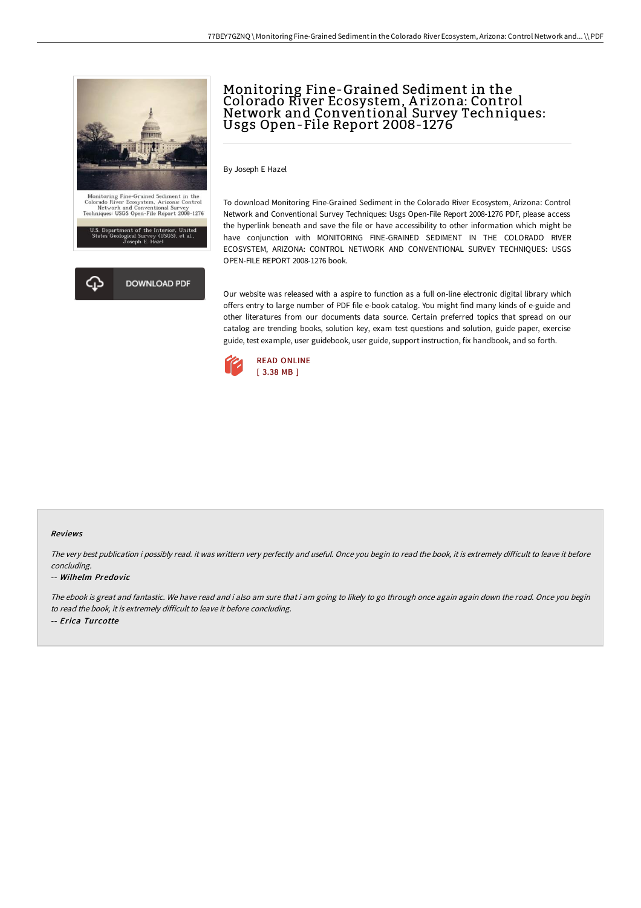# Monitoring Fine-Grained Sediment in the Colorado River Ecosystem, Arizona: Control Network and Conventional Survey Techniques: Usgs Open-File Report 2008-1276

By Joseph E Hazel

To download Monitoring Fine-Grained Sediment in the Colorado River Ecosystem, Arizona: Control Network and Conventional Survey Techniques: Usgs Open-File Report 2008-1276 PDF, please access the hyperlink beneath and save the file or have accessibility to other information which might be have conjunction with MONITORING FINE-GRAINED SEDIMENT IN THE COLORADO RIVER ECOSYSTEM, ARIZONA: CONTROL NETWORK AND CONVENTIONAL SURVEY TECHNIQUES: USGS OPEN-FILE REPORT 2008-1276 book.

Our website was released with a aspire to function as a full on-line electronic digital library which offers entry to large number of PDF file e-book catalog. You might find many kinds of e-guide and other literatures from our documents data source. Certain preferred topics that spread on our catalog are trending books, solution key, exam test questions and solution, guide paper, exercise guide, test example, user guidebook, user guide, support instruction, fix handbook, and so forth.

READ ONLINE
[ 3.38 MB ]

DOWNLOAD PDF

### Reviews

*The very best publication i possibly read. it was writtern very perfectly and useful. Once you begin to read the book, it is extremely difficult to leave it before concluding.*

-- ***Wilhelm Predovic***

*The ebook is great and fantastic. We have read and i also am sure that i am going to likely to go through once again again down the road. Once you begin to read the book, it is extremely difficult to leave it before concluding.*

-- ***Erica Turcotte***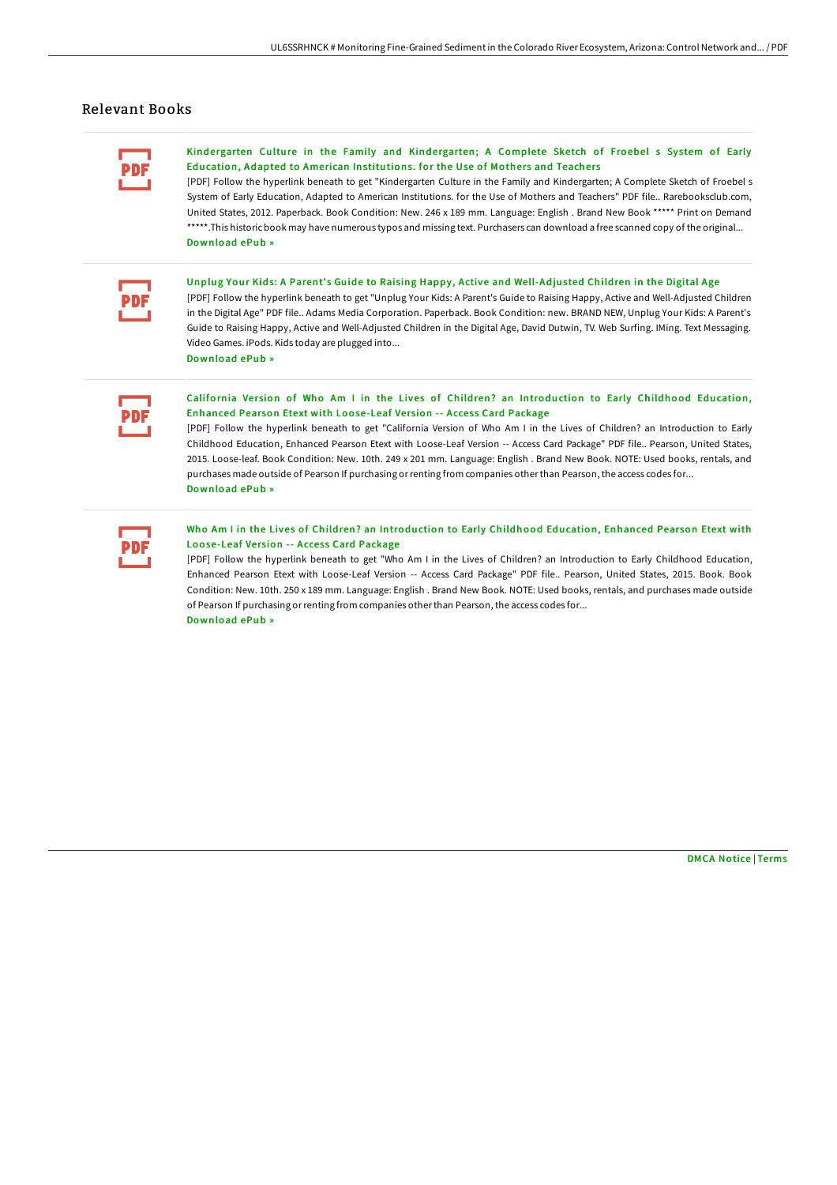## Relevant Books

**Kindergarten Culture in the Family and Kindergarten; A Complete Sketch of Froebel s System of Early Education, Adapted to American Institutions. for the Use of Mothers and Teachers**

[PDF] Follow the hyperlink beneath to get "Kindergarten Culture in the Family and Kindergarten; A Complete Sketch of Froebel s System of Early Education, Adapted to American Institutions. for the Use of Mothers and Teachers" PDF file.. Rarebooksclub.com, United States, 2012. Paperback. Book Condition: New. 246 x 189 mm. Language: English . Brand New Book ***** Print on Demand *****.This historic book may have numerous typos and missing text. Purchasers can download a free scanned copy of the original...

Download ePub »

**Unplug Your Kids: A Parent's Guide to Raising Happy, Active and Well-Adjusted Children in the Digital Age**

[PDF] Follow the hyperlink beneath to get "Unplug Your Kids: A Parent's Guide to Raising Happy, Active and Well-Adjusted Children in the Digital Age" PDF file.. Adams Media Corporation. Paperback. Book Condition: new. BRAND NEW, Unplug Your Kids: A Parent's Guide to Raising Happy, Active and Well-Adjusted Children in the Digital Age, David Dutwin, TV. Web Surfing. IMing. Text Messaging. Video Games. iPods. Kids today are plugged into...

Download ePub »

**California Version of Who Am I in the Lives of Children? an Introduction to Early Childhood Education, Enhanced Pearson Etext with Loose-Leaf Version -- Access Card Package**

[PDF] Follow the hyperlink beneath to get "California Version of Who Am I in the Lives of Children? an Introduction to Early Childhood Education, Enhanced Pearson Etext with Loose-Leaf Version -- Access Card Package" PDF file.. Pearson, United States, 2015. Loose-leaf. Book Condition: New. 10th. 249 x 201 mm. Language: English . Brand New Book. NOTE: Used books, rentals, and purchases made outside of Pearson If purchasing or renting from companies other than Pearson, the access codes for...

Download ePub »

**Who Am I in the Lives of Children? an Introduction to Early Childhood Education, Enhanced Pearson Etext with Loose-Leaf Version -- Access Card Package**

[PDF] Follow the hyperlink beneath to get "Who Am I in the Lives of Children? an Introduction to Early Childhood Education, Enhanced Pearson Etext with Loose-Leaf Version -- Access Card Package" PDF file.. Pearson, United States, 2015. Book. Book Condition: New. 10th. 250 x 189 mm. Language: English . Brand New Book. NOTE: Used books, rentals, and purchases made outside of Pearson If purchasing or renting from companies other than Pearson, the access codes for...

Download ePub »